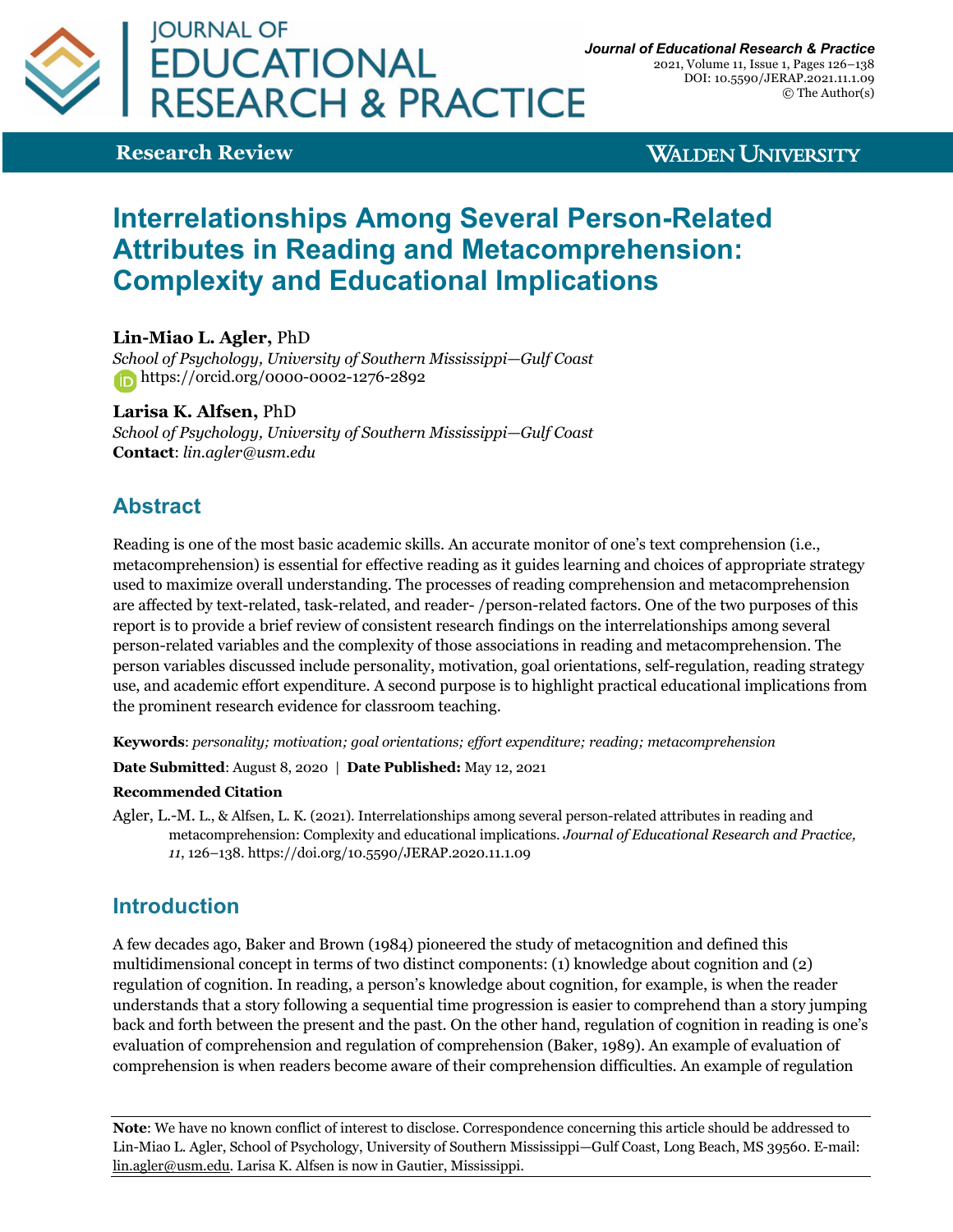**Research Review**

# Interrelationships Among Several Person-Related Attributes in Reading and Metacomprehension: Complexity and Educational Implications

**Lin-Miao L. Agler,** PhD
*School of Psychology, University of Southern Mississippi—Gulf Coast*
https://orcid.org/0000-0002-1276-2892

**Larisa K. Alfsen,** PhD
*School of Psychology, University of Southern Mississippi—Gulf Coast*
**Contact**: *lin.agler@usm.edu*

## Abstract

Reading is one of the most basic academic skills. An accurate monitor of one's text comprehension (i.e., metacomprehension) is essential for effective reading as it guides learning and choices of appropriate strategy used to maximize overall understanding. The processes of reading comprehension and metacomprehension are affected by text-related, task-related, and reader- /person-related factors. One of the two purposes of this report is to provide a brief review of consistent research findings on the interrelationships among several person-related variables and the complexity of those associations in reading and metacomprehension. The person variables discussed include personality, motivation, goal orientations, self-regulation, reading strategy use, and academic effort expenditure. A second purpose is to highlight practical educational implications from the prominent research evidence for classroom teaching.

**Keywords**: *personality; motivation; goal orientations; effort expenditure; reading; metacomprehension*

**Date Submitted**: August 8, 2020 | **Date Published:** May 12, 2021

**Recommended Citation**

Agler, L.-M. L., & Alfsen, L. K. (2021). Interrelationships among several person-related attributes in reading and metacomprehension: Complexity and educational implications. *Journal of Educational Research and Practice, 11*, 126–138. https://doi.org/10.5590/JERAP.2020.11.1.09

## Introduction

A few decades ago, Baker and Brown (1984) pioneered the study of metacognition and defined this multidimensional concept in terms of two distinct components: (1) knowledge about cognition and (2) regulation of cognition. In reading, a person's knowledge about cognition, for example, is when the reader understands that a story following a sequential time progression is easier to comprehend than a story jumping back and forth between the present and the past. On the other hand, regulation of cognition in reading is one's evaluation of comprehension and regulation of comprehension (Baker, 1989). An example of evaluation of comprehension is when readers become aware of their comprehension difficulties. An example of regulation

**Note**: We have no known conflict of interest to disclose. Correspondence concerning this article should be addressed to Lin-Miao L. Agler, School of Psychology, University of Southern Mississippi—Gulf Coast, Long Beach, MS 39560. E-mail: lin.agler@usm.edu. Larisa K. Alfsen is now in Gautier, Mississippi.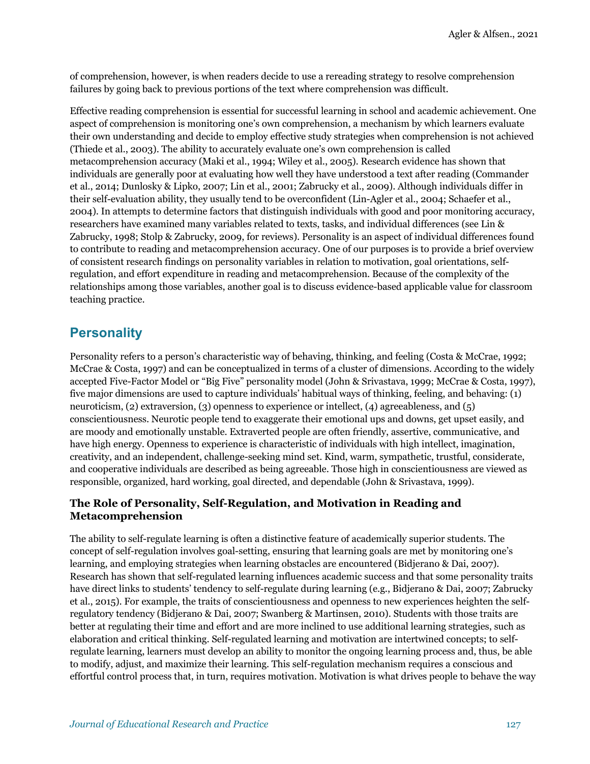of comprehension, however, is when readers decide to use a rereading strategy to resolve comprehension failures by going back to previous portions of the text where comprehension was difficult.

Effective reading comprehension is essential for successful learning in school and academic achievement. One aspect of comprehension is monitoring one's own comprehension, a mechanism by which learners evaluate their own understanding and decide to employ effective study strategies when comprehension is not achieved (Thiede et al., 2003). The ability to accurately evaluate one's own comprehension is called metacomprehension accuracy (Maki et al., 1994; Wiley et al., 2005). Research evidence has shown that individuals are generally poor at evaluating how well they have understood a text after reading (Commander et al., 2014; Dunlosky & Lipko, 2007; Lin et al., 2001; Zabrucky et al., 2009). Although individuals differ in their self-evaluation ability, they usually tend to be overconfident (Lin-Agler et al., 2004; Schaefer et al., 2004). In attempts to determine factors that distinguish individuals with good and poor monitoring accuracy, researchers have examined many variables related to texts, tasks, and individual differences (see Lin & Zabrucky, 1998; Stolp & Zabrucky, 2009, for reviews). Personality is an aspect of individual differences found to contribute to reading and metacomprehension accuracy. One of our purposes is to provide a brief overview of consistent research findings on personality variables in relation to motivation, goal orientations, self-regulation, and effort expenditure in reading and metacomprehension. Because of the complexity of the relationships among those variables, another goal is to discuss evidence-based applicable value for classroom teaching practice.

## Personality

Personality refers to a person's characteristic way of behaving, thinking, and feeling (Costa & McCrae, 1992; McCrae & Costa, 1997) and can be conceptualized in terms of a cluster of dimensions. According to the widely accepted Five-Factor Model or "Big Five" personality model (John & Srivastava, 1999; McCrae & Costa, 1997), five major dimensions are used to capture individuals' habitual ways of thinking, feeling, and behaving: (1) neuroticism, (2) extraversion, (3) openness to experience or intellect, (4) agreeableness, and (5) conscientiousness. Neurotic people tend to exaggerate their emotional ups and downs, get upset easily, and are moody and emotionally unstable. Extraverted people are often friendly, assertive, communicative, and have high energy. Openness to experience is characteristic of individuals with high intellect, imagination, creativity, and an independent, challenge-seeking mind set. Kind, warm, sympathetic, trustful, considerate, and cooperative individuals are described as being agreeable. Those high in conscientiousness are viewed as responsible, organized, hard working, goal directed, and dependable (John & Srivastava, 1999).

### The Role of Personality, Self-Regulation, and Motivation in Reading and Metacomprehension

The ability to self-regulate learning is often a distinctive feature of academically superior students. The concept of self-regulation involves goal-setting, ensuring that learning goals are met by monitoring one's learning, and employing strategies when learning obstacles are encountered (Bidjerano & Dai, 2007). Research has shown that self-regulated learning influences academic success and that some personality traits have direct links to students' tendency to self-regulate during learning (e.g., Bidjerano & Dai, 2007; Zabrucky et al., 2015). For example, the traits of conscientiousness and openness to new experiences heighten the self-regulatory tendency (Bidjerano & Dai, 2007; Swanberg & Martinsen, 2010). Students with those traits are better at regulating their time and effort and are more inclined to use additional learning strategies, such as elaboration and critical thinking. Self-regulated learning and motivation are intertwined concepts; to self-regulate learning, learners must develop an ability to monitor the ongoing learning process and, thus, be able to modify, adjust, and maximize their learning. This self-regulation mechanism requires a conscious and effortful control process that, in turn, requires motivation. Motivation is what drives people to behave the way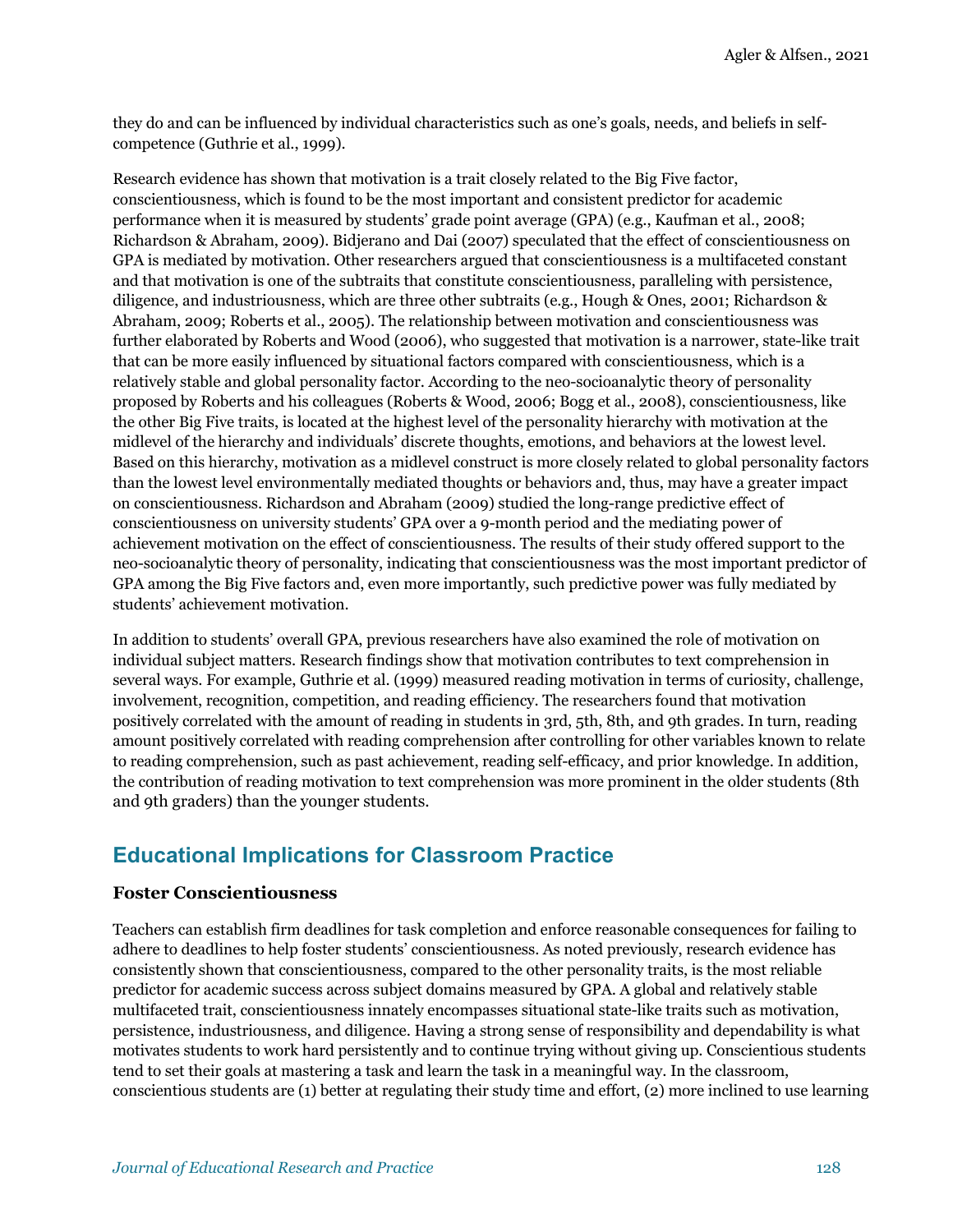they do and can be influenced by individual characteristics such as one's goals, needs, and beliefs in self-competence (Guthrie et al., 1999).

Research evidence has shown that motivation is a trait closely related to the Big Five factor, conscientiousness, which is found to be the most important and consistent predictor for academic performance when it is measured by students' grade point average (GPA) (e.g., Kaufman et al., 2008; Richardson & Abraham, 2009). Bidjerano and Dai (2007) speculated that the effect of conscientiousness on GPA is mediated by motivation. Other researchers argued that conscientiousness is a multifaceted constant and that motivation is one of the subtraits that constitute conscientiousness, paralleling with persistence, diligence, and industriousness, which are three other subtraits (e.g., Hough & Ones, 2001; Richardson & Abraham, 2009; Roberts et al., 2005). The relationship between motivation and conscientiousness was further elaborated by Roberts and Wood (2006), who suggested that motivation is a narrower, state-like trait that can be more easily influenced by situational factors compared with conscientiousness, which is a relatively stable and global personality factor. According to the neo-socioanalytic theory of personality proposed by Roberts and his colleagues (Roberts & Wood, 2006; Bogg et al., 2008), conscientiousness, like the other Big Five traits, is located at the highest level of the personality hierarchy with motivation at the midlevel of the hierarchy and individuals' discrete thoughts, emotions, and behaviors at the lowest level. Based on this hierarchy, motivation as a midlevel construct is more closely related to global personality factors than the lowest level environmentally mediated thoughts or behaviors and, thus, may have a greater impact on conscientiousness. Richardson and Abraham (2009) studied the long-range predictive effect of conscientiousness on university students' GPA over a 9-month period and the mediating power of achievement motivation on the effect of conscientiousness. The results of their study offered support to the neo-socioanalytic theory of personality, indicating that conscientiousness was the most important predictor of GPA among the Big Five factors and, even more importantly, such predictive power was fully mediated by students' achievement motivation.

In addition to students' overall GPA, previous researchers have also examined the role of motivation on individual subject matters. Research findings show that motivation contributes to text comprehension in several ways. For example, Guthrie et al. (1999) measured reading motivation in terms of curiosity, challenge, involvement, recognition, competition, and reading efficiency. The researchers found that motivation positively correlated with the amount of reading in students in 3rd, 5th, 8th, and 9th grades. In turn, reading amount positively correlated with reading comprehension after controlling for other variables known to relate to reading comprehension, such as past achievement, reading self-efficacy, and prior knowledge. In addition, the contribution of reading motivation to text comprehension was more prominent in the older students (8th and 9th graders) than the younger students.

## Educational Implications for Classroom Practice

### Foster Conscientiousness

Teachers can establish firm deadlines for task completion and enforce reasonable consequences for failing to adhere to deadlines to help foster students' conscientiousness. As noted previously, research evidence has consistently shown that conscientiousness, compared to the other personality traits, is the most reliable predictor for academic success across subject domains measured by GPA. A global and relatively stable multifaceted trait, conscientiousness innately encompasses situational state-like traits such as motivation, persistence, industriousness, and diligence. Having a strong sense of responsibility and dependability is what motivates students to work hard persistently and to continue trying without giving up. Conscientious students tend to set their goals at mastering a task and learn the task in a meaningful way. In the classroom, conscientious students are (1) better at regulating their study time and effort, (2) more inclined to use learning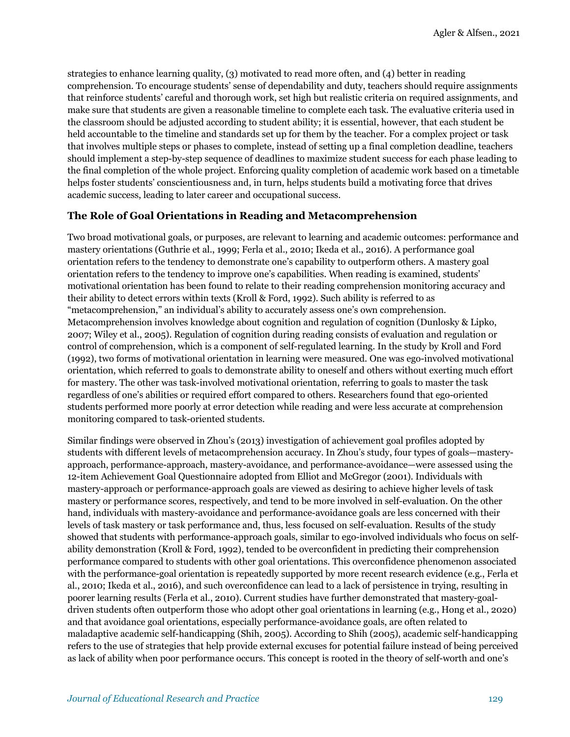strategies to enhance learning quality, (3) motivated to read more often, and (4) better in reading comprehension. To encourage students' sense of dependability and duty, teachers should require assignments that reinforce students' careful and thorough work, set high but realistic criteria on required assignments, and make sure that students are given a reasonable timeline to complete each task. The evaluative criteria used in the classroom should be adjusted according to student ability; it is essential, however, that each student be held accountable to the timeline and standards set up for them by the teacher. For a complex project or task that involves multiple steps or phases to complete, instead of setting up a final completion deadline, teachers should implement a step-by-step sequence of deadlines to maximize student success for each phase leading to the final completion of the whole project. Enforcing quality completion of academic work based on a timetable helps foster students' conscientiousness and, in turn, helps students build a motivating force that drives academic success, leading to later career and occupational success.

## The Role of Goal Orientations in Reading and Metacomprehension

Two broad motivational goals, or purposes, are relevant to learning and academic outcomes: performance and mastery orientations (Guthrie et al., 1999; Ferla et al., 2010; Ikeda et al., 2016). A performance goal orientation refers to the tendency to demonstrate one's capability to outperform others. A mastery goal orientation refers to the tendency to improve one's capabilities. When reading is examined, students' motivational orientation has been found to relate to their reading comprehension monitoring accuracy and their ability to detect errors within texts (Kroll & Ford, 1992). Such ability is referred to as "metacomprehension," an individual's ability to accurately assess one's own comprehension. Metacomprehension involves knowledge about cognition and regulation of cognition (Dunlosky & Lipko, 2007; Wiley et al., 2005). Regulation of cognition during reading consists of evaluation and regulation or control of comprehension, which is a component of self-regulated learning. In the study by Kroll and Ford (1992), two forms of motivational orientation in learning were measured. One was ego-involved motivational orientation, which referred to goals to demonstrate ability to oneself and others without exerting much effort for mastery. The other was task-involved motivational orientation, referring to goals to master the task regardless of one's abilities or required effort compared to others. Researchers found that ego-oriented students performed more poorly at error detection while reading and were less accurate at comprehension monitoring compared to task-oriented students.

Similar findings were observed in Zhou's (2013) investigation of achievement goal profiles adopted by students with different levels of metacomprehension accuracy. In Zhou's study, four types of goals—mastery-approach, performance-approach, mastery-avoidance, and performance-avoidance—were assessed using the 12-item Achievement Goal Questionnaire adopted from Elliot and McGregor (2001). Individuals with mastery-approach or performance-approach goals are viewed as desiring to achieve higher levels of task mastery or performance scores, respectively, and tend to be more involved in self-evaluation. On the other hand, individuals with mastery-avoidance and performance-avoidance goals are less concerned with their levels of task mastery or task performance and, thus, less focused on self-evaluation. Results of the study showed that students with performance-approach goals, similar to ego-involved individuals who focus on self-ability demonstration (Kroll & Ford, 1992), tended to be overconfident in predicting their comprehension performance compared to students with other goal orientations. This overconfidence phenomenon associated with the performance-goal orientation is repeatedly supported by more recent research evidence (e.g., Ferla et al., 2010; Ikeda et al., 2016), and such overconfidence can lead to a lack of persistence in trying, resulting in poorer learning results (Ferla et al., 2010). Current studies have further demonstrated that mastery-goal-driven students often outperform those who adopt other goal orientations in learning (e.g., Hong et al., 2020) and that avoidance goal orientations, especially performance-avoidance goals, are often related to maladaptive academic self-handicapping (Shih, 2005). According to Shih (2005), academic self-handicapping refers to the use of strategies that help provide external excuses for potential failure instead of being perceived as lack of ability when poor performance occurs. This concept is rooted in the theory of self-worth and one's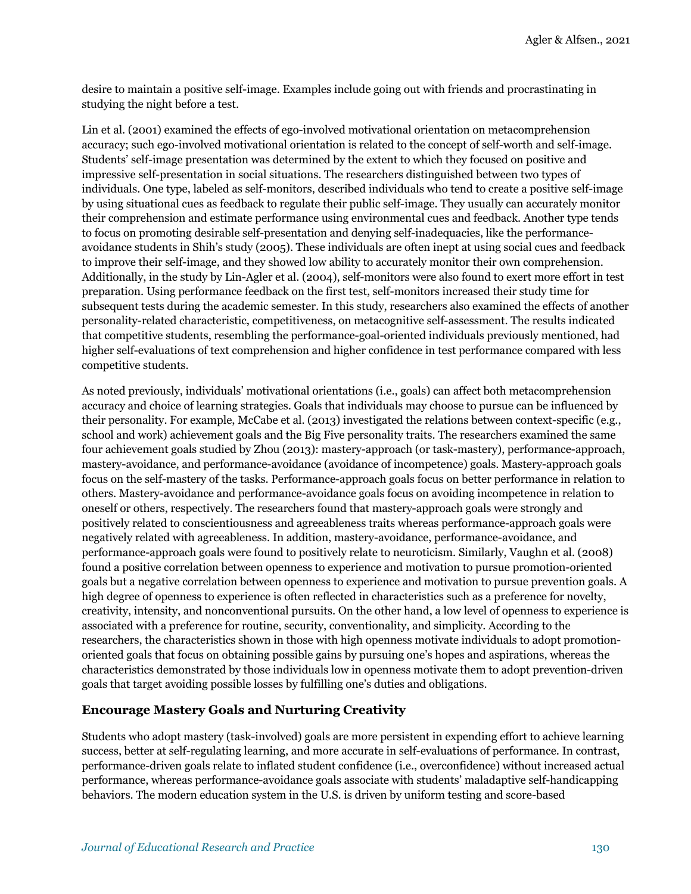desire to maintain a positive self-image. Examples include going out with friends and procrastinating in studying the night before a test.

Lin et al. (2001) examined the effects of ego-involved motivational orientation on metacomprehension accuracy; such ego-involved motivational orientation is related to the concept of self-worth and self-image. Students' self-image presentation was determined by the extent to which they focused on positive and impressive self-presentation in social situations. The researchers distinguished between two types of individuals. One type, labeled as self-monitors, described individuals who tend to create a positive self-image by using situational cues as feedback to regulate their public self-image. They usually can accurately monitor their comprehension and estimate performance using environmental cues and feedback. Another type tends to focus on promoting desirable self-presentation and denying self-inadequacies, like the performance-avoidance students in Shih's study (2005). These individuals are often inept at using social cues and feedback to improve their self-image, and they showed low ability to accurately monitor their own comprehension. Additionally, in the study by Lin-Agler et al. (2004), self-monitors were also found to exert more effort in test preparation. Using performance feedback on the first test, self-monitors increased their study time for subsequent tests during the academic semester. In this study, researchers also examined the effects of another personality-related characteristic, competitiveness, on metacognitive self-assessment. The results indicated that competitive students, resembling the performance-goal-oriented individuals previously mentioned, had higher self-evaluations of text comprehension and higher confidence in test performance compared with less competitive students.

As noted previously, individuals' motivational orientations (i.e., goals) can affect both metacomprehension accuracy and choice of learning strategies. Goals that individuals may choose to pursue can be influenced by their personality. For example, McCabe et al. (2013) investigated the relations between context-specific (e.g., school and work) achievement goals and the Big Five personality traits. The researchers examined the same four achievement goals studied by Zhou (2013): mastery-approach (or task-mastery), performance-approach, mastery-avoidance, and performance-avoidance (avoidance of incompetence) goals. Mastery-approach goals focus on the self-mastery of the tasks. Performance-approach goals focus on better performance in relation to others. Mastery-avoidance and performance-avoidance goals focus on avoiding incompetence in relation to oneself or others, respectively. The researchers found that mastery-approach goals were strongly and positively related to conscientiousness and agreeableness traits whereas performance-approach goals were negatively related with agreeableness. In addition, mastery-avoidance, performance-avoidance, and performance-approach goals were found to positively relate to neuroticism. Similarly, Vaughn et al. (2008) found a positive correlation between openness to experience and motivation to pursue promotion-oriented goals but a negative correlation between openness to experience and motivation to pursue prevention goals. A high degree of openness to experience is often reflected in characteristics such as a preference for novelty, creativity, intensity, and nonconventional pursuits. On the other hand, a low level of openness to experience is associated with a preference for routine, security, conventionality, and simplicity. According to the researchers, the characteristics shown in those with high openness motivate individuals to adopt promotion-oriented goals that focus on obtaining possible gains by pursuing one's hopes and aspirations, whereas the characteristics demonstrated by those individuals low in openness motivate them to adopt prevention-driven goals that target avoiding possible losses by fulfilling one's duties and obligations.

### Encourage Mastery Goals and Nurturing Creativity

Students who adopt mastery (task-involved) goals are more persistent in expending effort to achieve learning success, better at self-regulating learning, and more accurate in self-evaluations of performance. In contrast, performance-driven goals relate to inflated student confidence (i.e., overconfidence) without increased actual performance, whereas performance-avoidance goals associate with students' maladaptive self-handicapping behaviors. The modern education system in the U.S. is driven by uniform testing and score-based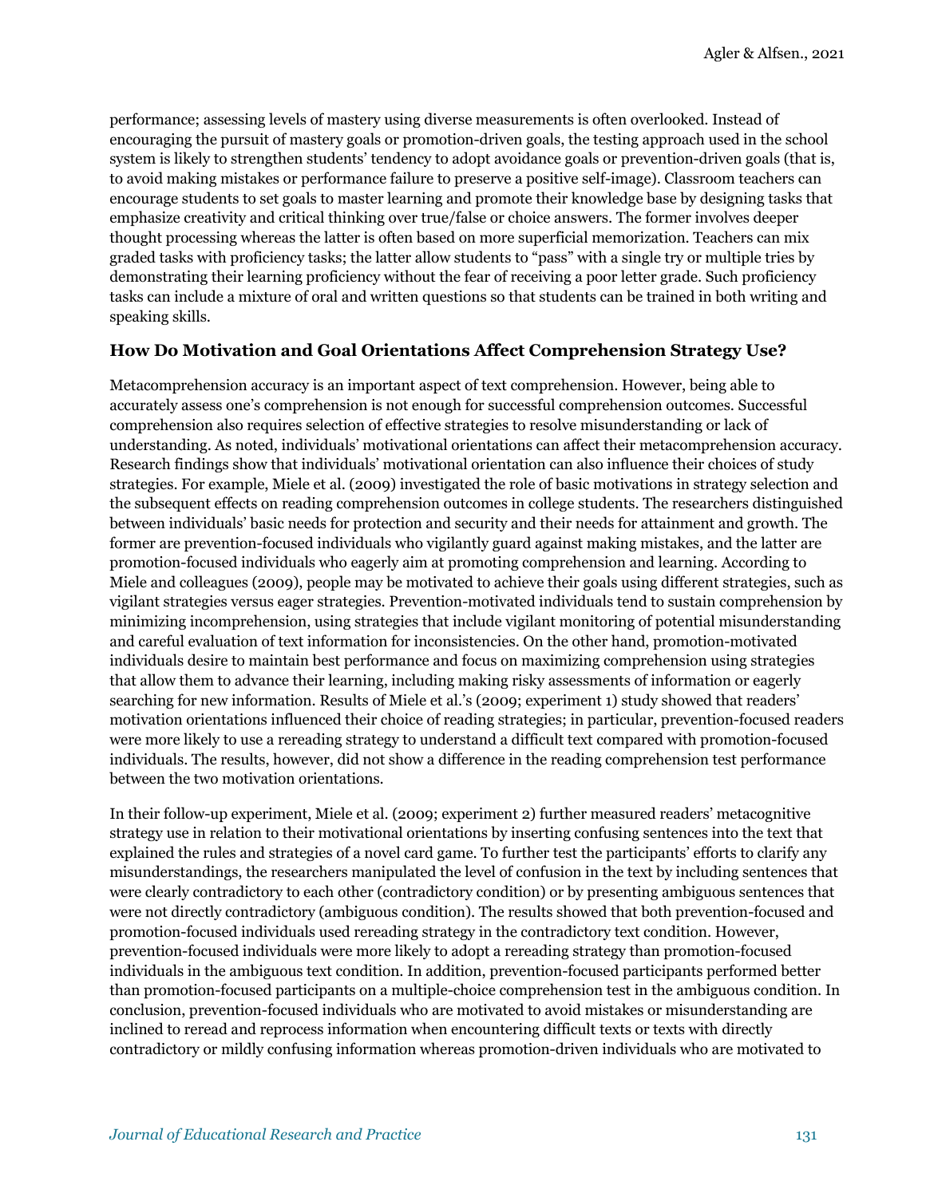performance; assessing levels of mastery using diverse measurements is often overlooked. Instead of encouraging the pursuit of mastery goals or promotion-driven goals, the testing approach used in the school system is likely to strengthen students' tendency to adopt avoidance goals or prevention-driven goals (that is, to avoid making mistakes or performance failure to preserve a positive self-image). Classroom teachers can encourage students to set goals to master learning and promote their knowledge base by designing tasks that emphasize creativity and critical thinking over true/false or choice answers. The former involves deeper thought processing whereas the latter is often based on more superficial memorization. Teachers can mix graded tasks with proficiency tasks; the latter allow students to "pass" with a single try or multiple tries by demonstrating their learning proficiency without the fear of receiving a poor letter grade. Such proficiency tasks can include a mixture of oral and written questions so that students can be trained in both writing and speaking skills.

### How Do Motivation and Goal Orientations Affect Comprehension Strategy Use?

Metacomprehension accuracy is an important aspect of text comprehension. However, being able to accurately assess one's comprehension is not enough for successful comprehension outcomes. Successful comprehension also requires selection of effective strategies to resolve misunderstanding or lack of understanding. As noted, individuals' motivational orientations can affect their metacomprehension accuracy. Research findings show that individuals' motivational orientation can also influence their choices of study strategies. For example, Miele et al. (2009) investigated the role of basic motivations in strategy selection and the subsequent effects on reading comprehension outcomes in college students. The researchers distinguished between individuals' basic needs for protection and security and their needs for attainment and growth. The former are prevention-focused individuals who vigilantly guard against making mistakes, and the latter are promotion-focused individuals who eagerly aim at promoting comprehension and learning. According to Miele and colleagues (2009), people may be motivated to achieve their goals using different strategies, such as vigilant strategies versus eager strategies. Prevention-motivated individuals tend to sustain comprehension by minimizing incomprehension, using strategies that include vigilant monitoring of potential misunderstanding and careful evaluation of text information for inconsistencies. On the other hand, promotion-motivated individuals desire to maintain best performance and focus on maximizing comprehension using strategies that allow them to advance their learning, including making risky assessments of information or eagerly searching for new information. Results of Miele et al.'s (2009; experiment 1) study showed that readers' motivation orientations influenced their choice of reading strategies; in particular, prevention-focused readers were more likely to use a rereading strategy to understand a difficult text compared with promotion-focused individuals. The results, however, did not show a difference in the reading comprehension test performance between the two motivation orientations.

In their follow-up experiment, Miele et al. (2009; experiment 2) further measured readers' metacognitive strategy use in relation to their motivational orientations by inserting confusing sentences into the text that explained the rules and strategies of a novel card game. To further test the participants' efforts to clarify any misunderstandings, the researchers manipulated the level of confusion in the text by including sentences that were clearly contradictory to each other (contradictory condition) or by presenting ambiguous sentences that were not directly contradictory (ambiguous condition). The results showed that both prevention-focused and promotion-focused individuals used rereading strategy in the contradictory text condition. However, prevention-focused individuals were more likely to adopt a rereading strategy than promotion-focused individuals in the ambiguous text condition. In addition, prevention-focused participants performed better than promotion-focused participants on a multiple-choice comprehension test in the ambiguous condition. In conclusion, prevention-focused individuals who are motivated to avoid mistakes or misunderstanding are inclined to reread and reprocess information when encountering difficult texts or texts with directly contradictory or mildly confusing information whereas promotion-driven individuals who are motivated to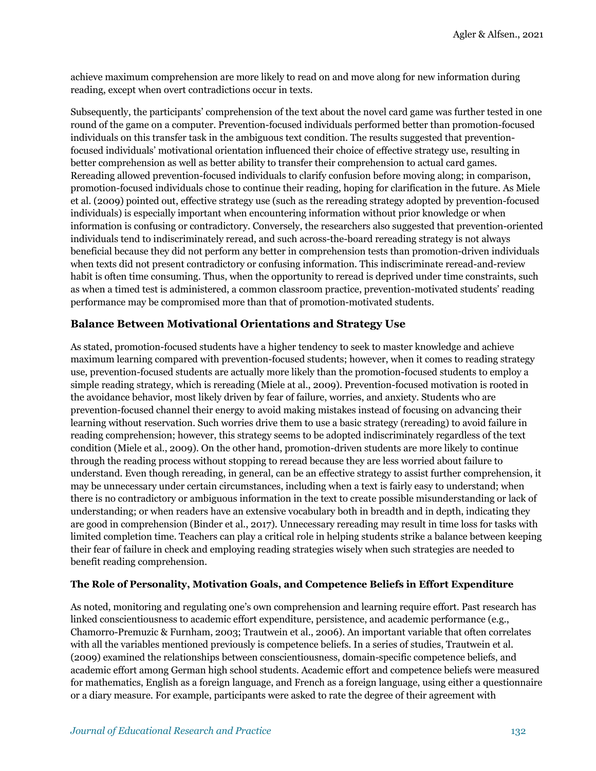achieve maximum comprehension are more likely to read on and move along for new information during reading, except when overt contradictions occur in texts.

Subsequently, the participants' comprehension of the text about the novel card game was further tested in one round of the game on a computer. Prevention-focused individuals performed better than promotion-focused individuals on this transfer task in the ambiguous text condition. The results suggested that prevention-focused individuals' motivational orientation influenced their choice of effective strategy use, resulting in better comprehension as well as better ability to transfer their comprehension to actual card games. Rereading allowed prevention-focused individuals to clarify confusion before moving along; in comparison, promotion-focused individuals chose to continue their reading, hoping for clarification in the future. As Miele et al. (2009) pointed out, effective strategy use (such as the rereading strategy adopted by prevention-focused individuals) is especially important when encountering information without prior knowledge or when information is confusing or contradictory. Conversely, the researchers also suggested that prevention-oriented individuals tend to indiscriminately reread, and such across-the-board rereading strategy is not always beneficial because they did not perform any better in comprehension tests than promotion-driven individuals when texts did not present contradictory or confusing information. This indiscriminate reread-and-review habit is often time consuming. Thus, when the opportunity to reread is deprived under time constraints, such as when a timed test is administered, a common classroom practice, prevention-motivated students' reading performance may be compromised more than that of promotion-motivated students.

## Balance Between Motivational Orientations and Strategy Use

As stated, promotion-focused students have a higher tendency to seek to master knowledge and achieve maximum learning compared with prevention-focused students; however, when it comes to reading strategy use, prevention-focused students are actually more likely than the promotion-focused students to employ a simple reading strategy, which is rereading (Miele at al., 2009). Prevention-focused motivation is rooted in the avoidance behavior, most likely driven by fear of failure, worries, and anxiety. Students who are prevention-focused channel their energy to avoid making mistakes instead of focusing on advancing their learning without reservation. Such worries drive them to use a basic strategy (rereading) to avoid failure in reading comprehension; however, this strategy seems to be adopted indiscriminately regardless of the text condition (Miele et al., 2009). On the other hand, promotion-driven students are more likely to continue through the reading process without stopping to reread because they are less worried about failure to understand. Even though rereading, in general, can be an effective strategy to assist further comprehension, it may be unnecessary under certain circumstances, including when a text is fairly easy to understand; when there is no contradictory or ambiguous information in the text to create possible misunderstanding or lack of understanding; or when readers have an extensive vocabulary both in breadth and in depth, indicating they are good in comprehension (Binder et al., 2017). Unnecessary rereading may result in time loss for tasks with limited completion time. Teachers can play a critical role in helping students strike a balance between keeping their fear of failure in check and employing reading strategies wisely when such strategies are needed to benefit reading comprehension.

### The Role of Personality, Motivation Goals, and Competence Beliefs in Effort Expenditure

As noted, monitoring and regulating one's own comprehension and learning require effort. Past research has linked conscientiousness to academic effort expenditure, persistence, and academic performance (e.g., Chamorro-Premuzic & Furnham, 2003; Trautwein et al., 2006). An important variable that often correlates with all the variables mentioned previously is competence beliefs. In a series of studies, Trautwein et al. (2009) examined the relationships between conscientiousness, domain-specific competence beliefs, and academic effort among German high school students. Academic effort and competence beliefs were measured for mathematics, English as a foreign language, and French as a foreign language, using either a questionnaire or a diary measure. For example, participants were asked to rate the degree of their agreement with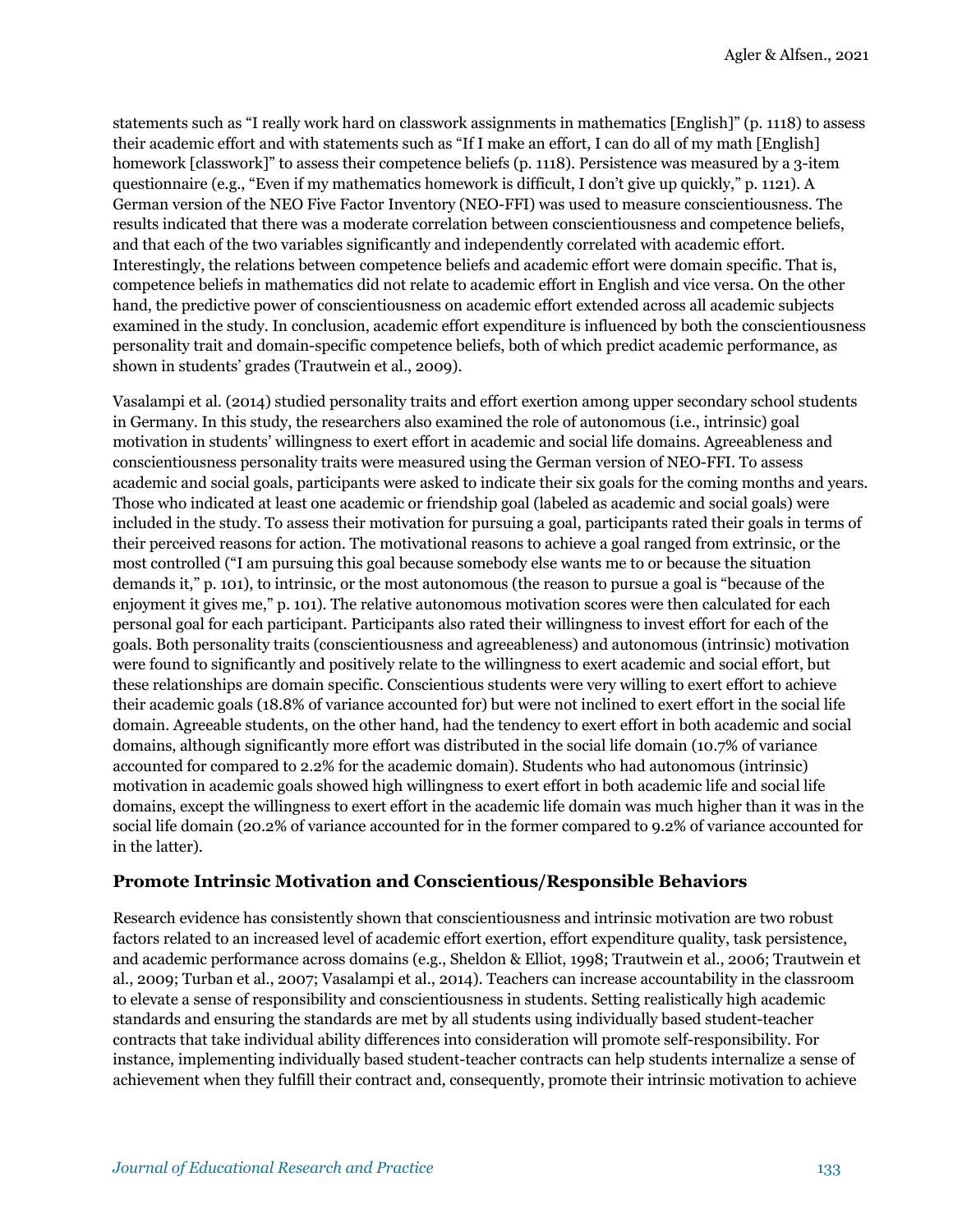statements such as "I really work hard on classwork assignments in mathematics [English]" (p. 1118) to assess their academic effort and with statements such as "If I make an effort, I can do all of my math [English] homework [classwork]" to assess their competence beliefs (p. 1118). Persistence was measured by a 3-item questionnaire (e.g., "Even if my mathematics homework is difficult, I don't give up quickly," p. 1121). A German version of the NEO Five Factor Inventory (NEO-FFI) was used to measure conscientiousness. The results indicated that there was a moderate correlation between conscientiousness and competence beliefs, and that each of the two variables significantly and independently correlated with academic effort. Interestingly, the relations between competence beliefs and academic effort were domain specific. That is, competence beliefs in mathematics did not relate to academic effort in English and vice versa. On the other hand, the predictive power of conscientiousness on academic effort extended across all academic subjects examined in the study. In conclusion, academic effort expenditure is influenced by both the conscientiousness personality trait and domain-specific competence beliefs, both of which predict academic performance, as shown in students' grades (Trautwein et al., 2009).

Vasalampi et al. (2014) studied personality traits and effort exertion among upper secondary school students in Germany. In this study, the researchers also examined the role of autonomous (i.e., intrinsic) goal motivation in students' willingness to exert effort in academic and social life domains. Agreeableness and conscientiousness personality traits were measured using the German version of NEO-FFI. To assess academic and social goals, participants were asked to indicate their six goals for the coming months and years. Those who indicated at least one academic or friendship goal (labeled as academic and social goals) were included in the study. To assess their motivation for pursuing a goal, participants rated their goals in terms of their perceived reasons for action. The motivational reasons to achieve a goal ranged from extrinsic, or the most controlled ("I am pursuing this goal because somebody else wants me to or because the situation demands it," p. 101), to intrinsic, or the most autonomous (the reason to pursue a goal is "because of the enjoyment it gives me," p. 101). The relative autonomous motivation scores were then calculated for each personal goal for each participant. Participants also rated their willingness to invest effort for each of the goals. Both personality traits (conscientiousness and agreeableness) and autonomous (intrinsic) motivation were found to significantly and positively relate to the willingness to exert academic and social effort, but these relationships are domain specific. Conscientious students were very willing to exert effort to achieve their academic goals (18.8% of variance accounted for) but were not inclined to exert effort in the social life domain. Agreeable students, on the other hand, had the tendency to exert effort in both academic and social domains, although significantly more effort was distributed in the social life domain (10.7% of variance accounted for compared to 2.2% for the academic domain). Students who had autonomous (intrinsic) motivation in academic goals showed high willingness to exert effort in both academic life and social life domains, except the willingness to exert effort in the academic life domain was much higher than it was in the social life domain (20.2% of variance accounted for in the former compared to 9.2% of variance accounted for in the latter).

### Promote Intrinsic Motivation and Conscientious/Responsible Behaviors

Research evidence has consistently shown that conscientiousness and intrinsic motivation are two robust factors related to an increased level of academic effort exertion, effort expenditure quality, task persistence, and academic performance across domains (e.g., Sheldon & Elliot, 1998; Trautwein et al., 2006; Trautwein et al., 2009; Turban et al., 2007; Vasalampi et al., 2014). Teachers can increase accountability in the classroom to elevate a sense of responsibility and conscientiousness in students. Setting realistically high academic standards and ensuring the standards are met by all students using individually based student-teacher contracts that take individual ability differences into consideration will promote self-responsibility. For instance, implementing individually based student-teacher contracts can help students internalize a sense of achievement when they fulfill their contract and, consequently, promote their intrinsic motivation to achieve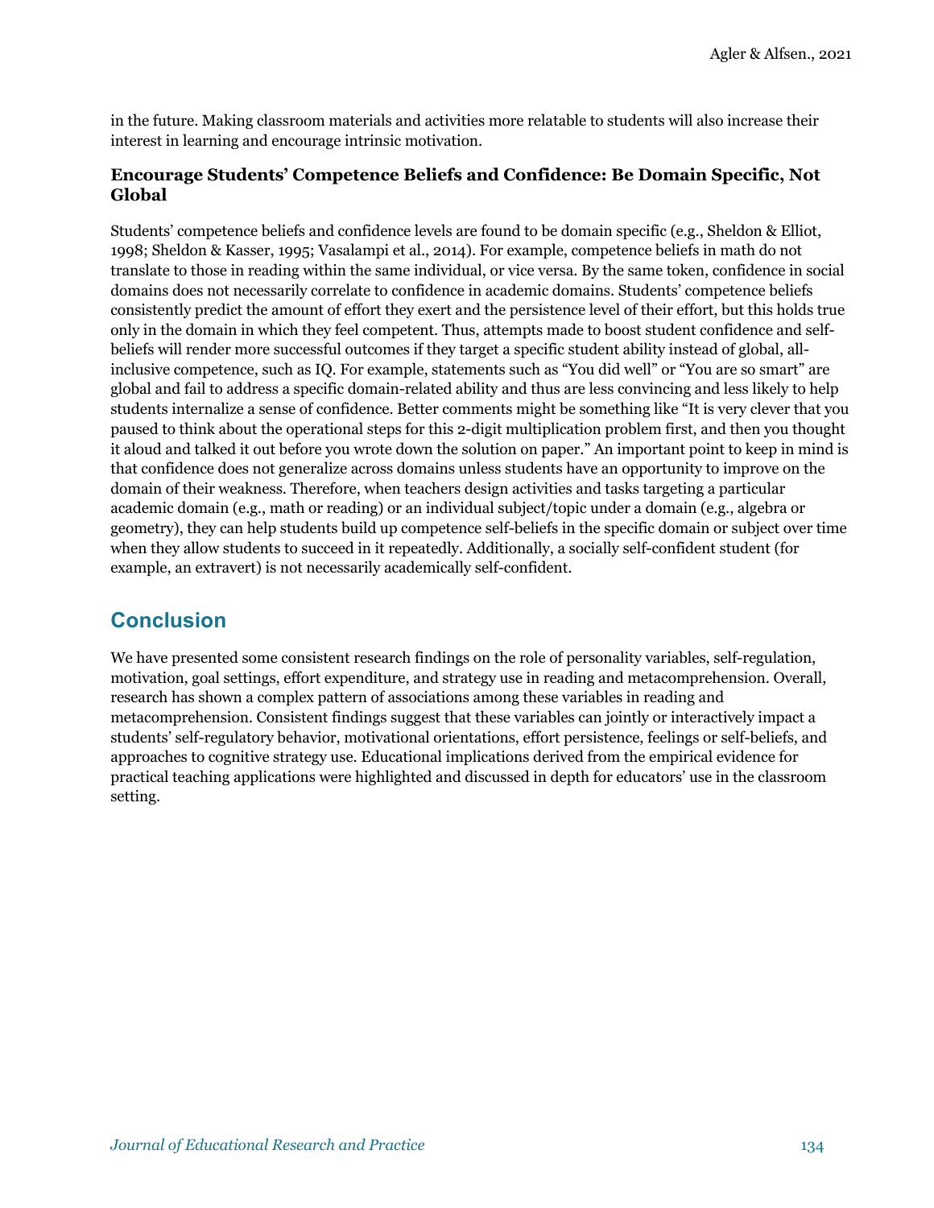in the future. Making classroom materials and activities more relatable to students will also increase their interest in learning and encourage intrinsic motivation.

### Encourage Students' Competence Beliefs and Confidence: Be Domain Specific, Not Global

Students' competence beliefs and confidence levels are found to be domain specific (e.g., Sheldon & Elliot, 1998; Sheldon & Kasser, 1995; Vasalampi et al., 2014). For example, competence beliefs in math do not translate to those in reading within the same individual, or vice versa. By the same token, confidence in social domains does not necessarily correlate to confidence in academic domains. Students' competence beliefs consistently predict the amount of effort they exert and the persistence level of their effort, but this holds true only in the domain in which they feel competent. Thus, attempts made to boost student confidence and self-beliefs will render more successful outcomes if they target a specific student ability instead of global, all-inclusive competence, such as IQ. For example, statements such as "You did well" or "You are so smart" are global and fail to address a specific domain-related ability and thus are less convincing and less likely to help students internalize a sense of confidence. Better comments might be something like "It is very clever that you paused to think about the operational steps for this 2-digit multiplication problem first, and then you thought it aloud and talked it out before you wrote down the solution on paper." An important point to keep in mind is that confidence does not generalize across domains unless students have an opportunity to improve on the domain of their weakness. Therefore, when teachers design activities and tasks targeting a particular academic domain (e.g., math or reading) or an individual subject/topic under a domain (e.g., algebra or geometry), they can help students build up competence self-beliefs in the specific domain or subject over time when they allow students to succeed in it repeatedly. Additionally, a socially self-confident student (for example, an extravert) is not necessarily academically self-confident.

## Conclusion

We have presented some consistent research findings on the role of personality variables, self-regulation, motivation, goal settings, effort expenditure, and strategy use in reading and metacomprehension. Overall, research has shown a complex pattern of associations among these variables in reading and metacomprehension. Consistent findings suggest that these variables can jointly or interactively impact a students' self-regulatory behavior, motivational orientations, effort persistence, feelings or self-beliefs, and approaches to cognitive strategy use. Educational implications derived from the empirical evidence for practical teaching applications were highlighted and discussed in depth for educators' use in the classroom setting.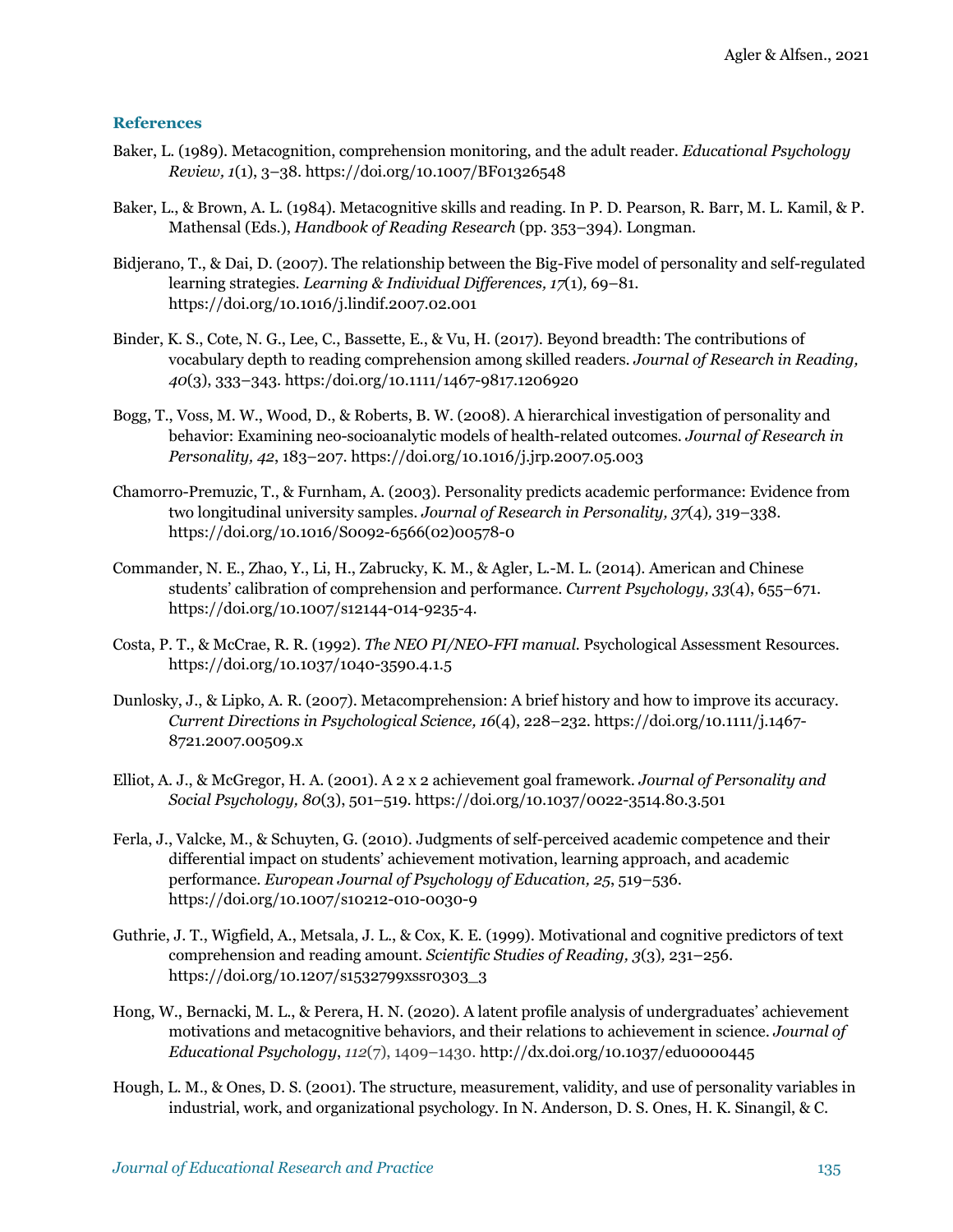### References

Baker, L. (1989). Metacognition, comprehension monitoring, and the adult reader. *Educational Psychology Review, 1*(1), 3–38. https://doi.org/10.1007/BF01326548

Baker, L., & Brown, A. L. (1984). Metacognitive skills and reading. In P. D. Pearson, R. Barr, M. L. Kamil, & P. Mathensal (Eds.), *Handbook of Reading Research* (pp. 353–394). Longman.

Bidjerano, T., & Dai, D. (2007). The relationship between the Big-Five model of personality and self-regulated learning strategies. *Learning & Individual Differences, 17*(1), 69–81. https://doi.org/10.1016/j.lindif.2007.02.001

Binder, K. S., Cote, N. G., Lee, C., Bassette, E., & Vu, H. (2017). Beyond breadth: The contributions of vocabulary depth to reading comprehension among skilled readers. *Journal of Research in Reading, 40*(3), 333–343. https:/doi.org/10.1111/1467-9817.1206920

Bogg, T., Voss, M. W., Wood, D., & Roberts, B. W. (2008). A hierarchical investigation of personality and behavior: Examining neo-socioanalytic models of health-related outcomes. *Journal of Research in Personality, 42*, 183–207. https://doi.org/10.1016/j.jrp.2007.05.003

Chamorro-Premuzic, T., & Furnham, A. (2003). Personality predicts academic performance: Evidence from two longitudinal university samples. *Journal of Research in Personality, 37*(4), 319–338. https://doi.org/10.1016/S0092-6566(02)00578-0

Commander, N. E., Zhao, Y., Li, H., Zabrucky, K. M., & Agler, L.-M. L. (2014). American and Chinese students' calibration of comprehension and performance. *Current Psychology, 33*(4), 655–671. https://doi.org/10.1007/s12144-014-9235-4.

Costa, P. T., & McCrae, R. R. (1992). *The NEO PI/NEO-FFI manual.* Psychological Assessment Resources. https://doi.org/10.1037/1040-3590.4.1.5

Dunlosky, J., & Lipko, A. R. (2007). Metacomprehension: A brief history and how to improve its accuracy. *Current Directions in Psychological Science, 16*(4), 228–232. https://doi.org/10.1111/j.1467-8721.2007.00509.x

Elliot, A. J., & McGregor, H. A. (2001). A 2 x 2 achievement goal framework. *Journal of Personality and Social Psychology, 80*(3), 501–519. https://doi.org/10.1037/0022-3514.80.3.501

Ferla, J., Valcke, M., & Schuyten, G. (2010). Judgments of self-perceived academic competence and their differential impact on students' achievement motivation, learning approach, and academic performance. *European Journal of Psychology of Education, 25*, 519–536. https://doi.org/10.1007/s10212-010-0030-9

Guthrie, J. T., Wigfield, A., Metsala, J. L., & Cox, K. E. (1999). Motivational and cognitive predictors of text comprehension and reading amount. *Scientific Studies of Reading, 3*(3), 231–256. https://doi.org/10.1207/s1532799xssr0303_3

Hong, W., Bernacki, M. L., & Perera, H. N. (2020). A latent profile analysis of undergraduates' achievement motivations and metacognitive behaviors, and their relations to achievement in science. *Journal of Educational Psychology*, *112*(7), 1409–1430. http://dx.doi.org/10.1037/edu0000445

Hough, L. M., & Ones, D. S. (2001). The structure, measurement, validity, and use of personality variables in industrial, work, and organizational psychology. In N. Anderson, D. S. Ones, H. K. Sinangil, & C.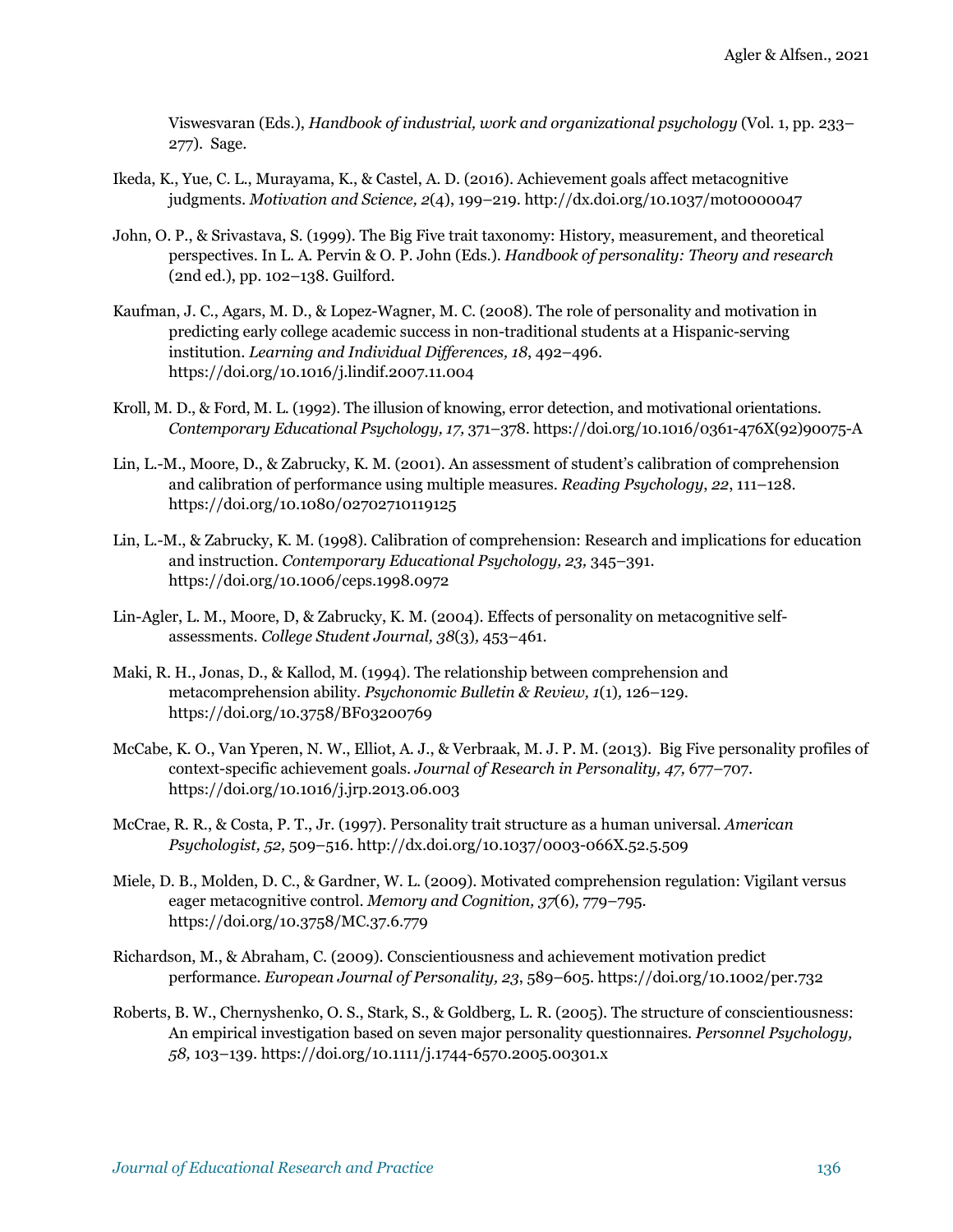Viswesvaran (Eds.), *Handbook of industrial, work and organizational psychology* (Vol. 1, pp. 233–277). Sage.

Ikeda, K., Yue, C. L., Murayama, K., & Castel, A. D. (2016). Achievement goals affect metacognitive judgments. *Motivation and Science, 2*(4), 199–219. http://dx.doi.org/10.1037/mot0000047

John, O. P., & Srivastava, S. (1999). The Big Five trait taxonomy: History, measurement, and theoretical perspectives. In L. A. Pervin & O. P. John (Eds.). *Handbook of personality: Theory and research* (2nd ed.), pp. 102–138. Guilford.

Kaufman, J. C., Agars, M. D., & Lopez-Wagner, M. C. (2008). The role of personality and motivation in predicting early college academic success in non-traditional students at a Hispanic-serving institution. *Learning and Individual Differences, 18*, 492–496. https://doi.org/10.1016/j.lindif.2007.11.004

Kroll, M. D., & Ford, M. L. (1992). The illusion of knowing, error detection, and motivational orientations. *Contemporary Educational Psychology, 17,* 371–378. https://doi.org/10.1016/0361-476X(92)90075-A

Lin, L.-M., Moore, D., & Zabrucky, K. M. (2001). An assessment of student's calibration of comprehension and calibration of performance using multiple measures. *Reading Psychology*, *22*, 111–128. https://doi.org/10.1080/02702710119125

Lin, L.-M., & Zabrucky, K. M. (1998). Calibration of comprehension: Research and implications for education and instruction. *Contemporary Educational Psychology, 23,* 345–391. https://doi.org/10.1006/ceps.1998.0972

Lin-Agler, L. M., Moore, D, & Zabrucky, K. M. (2004). Effects of personality on metacognitive self-assessments. *College Student Journal, 38*(3)*,* 453–461.

Maki, R. H., Jonas, D., & Kallod, M. (1994). The relationship between comprehension and metacomprehension ability. *Psychonomic Bulletin & Review, 1*(1)*,* 126–129. https://doi.org/10.3758/BF03200769

McCabe, K. O., Van Yperen, N. W., Elliot, A. J., & Verbraak, M. J. P. M. (2013). Big Five personality profiles of context-specific achievement goals. *Journal of Research in Personality, 47,* 677–707. https://doi.org/10.1016/j.jrp.2013.06.003

McCrae, R. R., & Costa, P. T., Jr. (1997). Personality trait structure as a human universal. *American Psychologist, 52,* 509–516. http://dx.doi.org/10.1037/0003-066X.52.5.509

Miele, D. B., Molden, D. C., & Gardner, W. L. (2009). Motivated comprehension regulation: Vigilant versus eager metacognitive control. *Memory and Cognition, 37*(6)*,* 779–795. https://doi.org/10.3758/MC.37.6.779

Richardson, M., & Abraham, C. (2009). Conscientiousness and achievement motivation predict performance. *European Journal of Personality, 23*, 589–605. https://doi.org/10.1002/per.732

Roberts, B. W., Chernyshenko, O. S., Stark, S., & Goldberg, L. R. (2005). The structure of conscientiousness: An empirical investigation based on seven major personality questionnaires. *Personnel Psychology, 58,* 103–139. https://doi.org/10.1111/j.1744-6570.2005.00301.x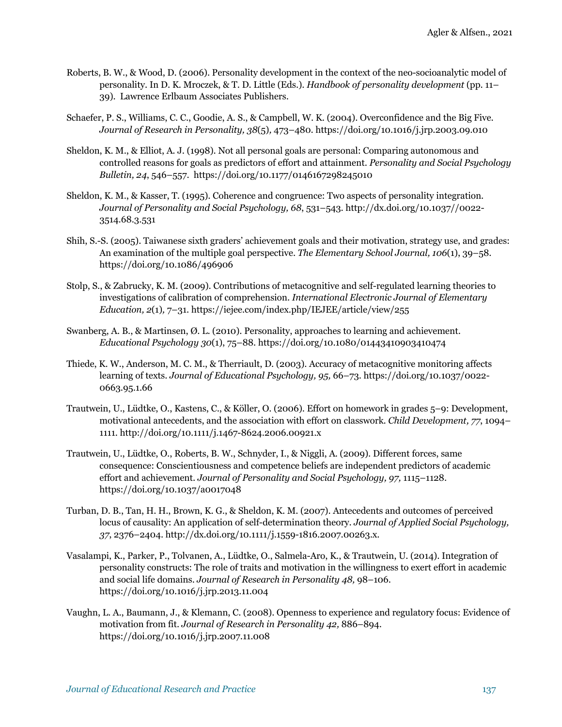Roberts, B. W., & Wood, D. (2006). Personality development in the context of the neo-socioanalytic model of personality. In D. K. Mroczek, & T. D. Little (Eds.). *Handbook of personality development* (pp. 11–39). Lawrence Erlbaum Associates Publishers.

Schaefer, P. S., Williams, C. C., Goodie, A. S., & Campbell, W. K. (2004). Overconfidence and the Big Five. *Journal of Research in Personality, 38*(5), 473–480. https://doi.org/10.1016/j.jrp.2003.09.010

Sheldon, K. M., & Elliot, A. J. (1998). Not all personal goals are personal: Comparing autonomous and controlled reasons for goals as predictors of effort and attainment. *Personality and Social Psychology Bulletin, 24*, 546–557. https://doi.org/10.1177/0146167298245010

Sheldon, K. M., & Kasser, T. (1995). Coherence and congruence: Two aspects of personality integration. *Journal of Personality and Social Psychology, 68*, 531–543. http://dx.doi.org/10.1037//0022-3514.68.3.531

Shih, S.-S. (2005). Taiwanese sixth graders' achievement goals and their motivation, strategy use, and grades: An examination of the multiple goal perspective. *The Elementary School Journal, 106*(1), 39–58. https://doi.org/10.1086/496906

Stolp, S., & Zabrucky, K. M. (2009). Contributions of metacognitive and self-regulated learning theories to investigations of calibration of comprehension. *International Electronic Journal of Elementary Education, 2*(1), 7–31. https://iejee.com/index.php/IEJEE/article/view/255

Swanberg, A. B., & Martinsen, Ø. L. (2010). Personality, approaches to learning and achievement. *Educational Psychology 30*(1), 75–88. https://doi.org/10.1080/01443410903410474

Thiede, K. W., Anderson, M. C. M., & Therriault, D. (2003). Accuracy of metacognitive monitoring affects learning of texts. *Journal of Educational Psychology, 95,* 66–73. https://doi.org/10.1037/0022-0663.95.1.66

Trautwein, U., Lüdtke, O., Kastens, C., & Köller, O. (2006). Effort on homework in grades 5–9: Development, motivational antecedents, and the association with effort on classwork. *Child Development, 77*, 1094–1111. http://doi.org/10.1111/j.1467-8624.2006.00921.x

Trautwein, U., Lüdtke, O., Roberts, B. W., Schnyder, I., & Niggli, A. (2009). Different forces, same consequence: Conscientiousness and competence beliefs are independent predictors of academic effort and achievement. *Journal of Personality and Social Psychology, 97,* 1115–1128. https://doi.org/10.1037/a0017048

Turban, D. B., Tan, H. H., Brown, K. G., & Sheldon, K. M. (2007). Antecedents and outcomes of perceived locus of causality: An application of self-determination theory. *Journal of Applied Social Psychology, 37*, 2376–2404. http://dx.doi.org/10.1111/j.1559-1816.2007.00263.x.

Vasalampi, K., Parker, P., Tolvanen, A., Lüdtke, O., Salmela-Aro, K., & Trautwein, U. (2014). Integration of personality constructs: The role of traits and motivation in the willingness to exert effort in academic and social life domains. *Journal of Research in Personality 48,* 98–106. https://doi.org/10.1016/j.jrp.2013.11.004

Vaughn, L. A., Baumann, J., & Klemann, C. (2008). Openness to experience and regulatory focus: Evidence of motivation from fit. *Journal of Research in Personality 42,* 886–894. https://doi.org/10.1016/j.jrp.2007.11.008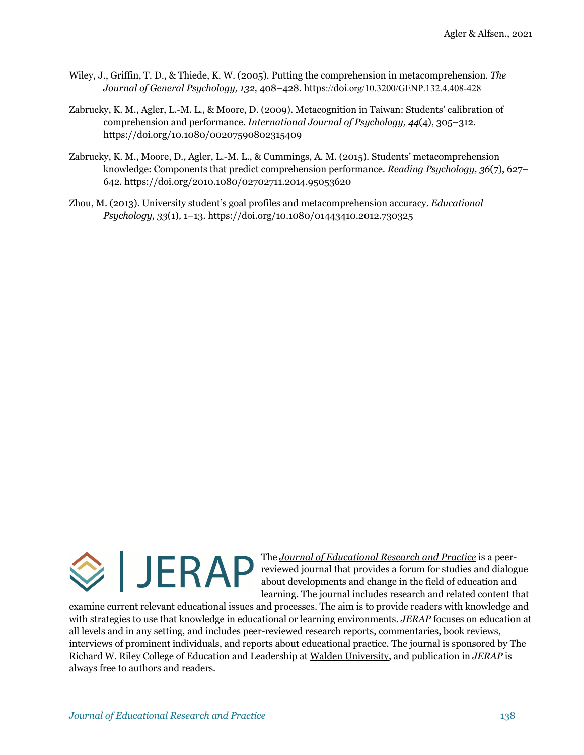Wiley, J., Griffin, T. D., & Thiede, K. W. (2005). Putting the comprehension in metacomprehension. *The Journal of General Psychology, 132,* 408–428. https://doi.org/10.3200/GENP.132.4.408-428

Zabrucky, K. M., Agler, L.-M. L., & Moore, D. (2009). Metacognition in Taiwan: Students' calibration of comprehension and performance. *International Journal of Psychology, 44*(4), 305–312. https://doi.org/10.1080/00207590802315409

Zabrucky, K. M., Moore, D., Agler, L.-M. L., & Cummings, A. M. (2015). Students' metacomprehension knowledge: Components that predict comprehension performance. *Reading Psychology, 36*(7), 627–642. https://doi.org/2010.1080/02702711.2014.95053620

Zhou, M. (2013). University student's goal profiles and metacomprehension accuracy. *Educational Psychology, 33*(1), 1–13. https://doi.org/10.1080/01443410.2012.730325

| JERAP

The *Journal of Educational Research and Practice* is a peer-reviewed journal that provides a forum for studies and dialogue about developments and change in the field of education and learning. The journal includes research and related content that examine current relevant educational issues and processes. The aim is to provide readers with knowledge and with strategies to use that knowledge in educational or learning environments. *JERAP* focuses on education at all levels and in any setting, and includes peer-reviewed research reports, commentaries, book reviews, interviews of prominent individuals, and reports about educational practice. The journal is sponsored by The Richard W. Riley College of Education and Leadership at Walden University, and publication in *JERAP* is always free to authors and readers.